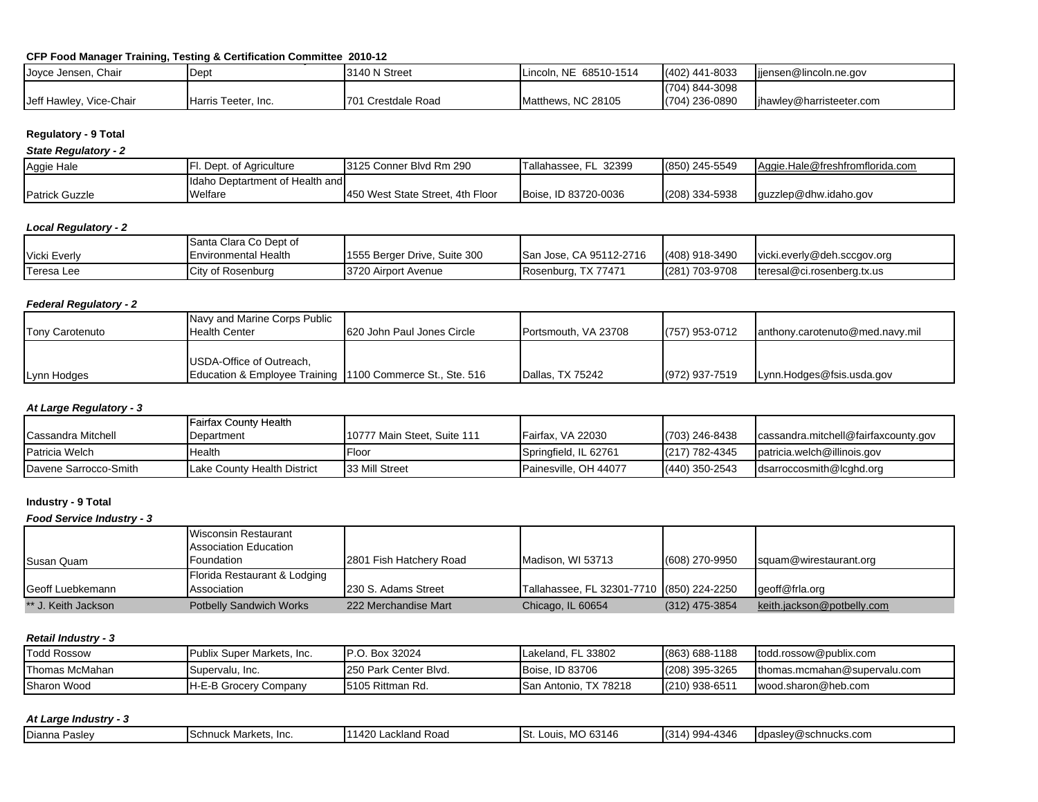**CFP Food Manager Training, Testing & Certification Committee 2010-12**

| | | | | | |
|---|---|---|---|---|---|
| Joyce Jensen, Chair | Dept | 3140 N Street | Lincoln, NE 68510-1514 | (402) 441-8033 | jjensen@lincoln.ne.gov |
| Jeff Hawley, Vice-Chair | Harris Teeter, Inc. | 701 Crestdale Road | Matthews, NC 28105 | (704) 844-3098 (704) 236-0890 | jhawley@harristeeter.com |

**Regulatory - 9 Total**

***State Regulatory - 2***

| | | | | | |
|---|---|---|---|---|---|
| Aggie Hale | Fl. Dept. of Agriculture | 3125 Conner Blvd Rm 290 | Tallahassee, FL 32399 | (850) 245-5549 | Aggie.Hale@freshfromflorida.com |
| Patrick Guzzle | Idaho Deptartment of Health and Welfare | 450 West State Street, 4th Floor | Boise, ID 83720-0036 | (208) 334-5938 | guzzlep@dhw.idaho.gov |

***Local Regulatory - 2***

| | | | | | |
|---|---|---|---|---|---|
| Vicki Everly | Santa Clara Co Dept of Environmental Health | 1555 Berger Drive, Suite 300 | San Jose, CA 95112-2716 | (408) 918-3490 | vicki.everly@deh.sccgov.org |
| Teresa Lee | City of Rosenburg | 3720 Airport Avenue | Rosenburg, TX 77471 | (281) 703-9708 | teresal@ci.rosenberg.tx.us |

***Federal Regulatory - 2***

| | | | | | |
|---|---|---|---|---|---|
| Tony Carotenuto | Navy and Marine Corps Public Health Center | 620 John Paul Jones Circle | Portsmouth, VA 23708 | (757) 953-0712 | anthony.carotenuto@med.navy.mil |
| Lynn Hodges | USDA-Office of Outreach, Education & Employee Training | 1100 Commerce St., Ste. 516 | Dallas, TX 75242 | (972) 937-7519 | Lynn.Hodges@fsis.usda.gov |

***At Large Regulatory - 3***

| | | | | | |
|---|---|---|---|---|---|
| Cassandra Mitchell | Fairfax County Health Department | 10777 Main Steet, Suite 111 | Fairfax, VA 22030 | (703) 246-8438 | cassandra.mitchell@fairfaxcounty.gov |
| Patricia Welch | Health | Floor | Springfield, IL 62761 | (217) 782-4345 | patricia.welch@illinois.gov |
| Davene Sarrocco-Smith | Lake County Health District | 33 Mill Street | Painesville, OH 44077 | (440) 350-2543 | dsarroccosmith@lcghd.org |

**Industry - 9 Total**

***Food Service Industry - 3***

| | | | | | |
|---|---|---|---|---|---|
| Susan Quam | Wisconsin Restaurant Association Education Foundation | 2801 Fish Hatchery Road | Madison, WI 53713 | (608) 270-9950 | squam@wirestaurant.org |
| Geoff Luebkemann | Florida Restaurant & Lodging Association | 230 S. Adams Street | Tallahassee, FL 32301-7710 | (850) 224-2250 | geoff@frla.org |
| ** J. Keith Jackson | Potbelly Sandwich Works | 222 Merchandise Mart | Chicago, IL 60654 | (312) 475-3854 | keith.jackson@potbelly.com |

***Retail Industry - 3***

| | | | | | |
|---|---|---|---|---|---|
| Todd Rossow | Publix Super Markets, Inc. | P.O. Box 32024 | Lakeland, FL 33802 | (863) 688-1188 | todd.rossow@publix.com |
| Thomas McMahan | Supervalu, Inc. | 250 Park Center Blvd. | Boise, ID 83706 | (208) 395-3265 | thomas.mcmahan@supervalu.com |
| Sharon Wood | H-E-B Grocery Company | 5105 Rittman Rd. | San Antonio, TX 78218 | (210) 938-6511 | wood.sharon@heb.com |

***At Large Industry - 3***

| | | | | | |
|---|---|---|---|---|---|
| Dianna Pasley | Schnuck Markets, Inc. | 11420 Lackland Road | St. Louis, MO 63146 | (314) 994-4346 | dpasley@schnucks.com |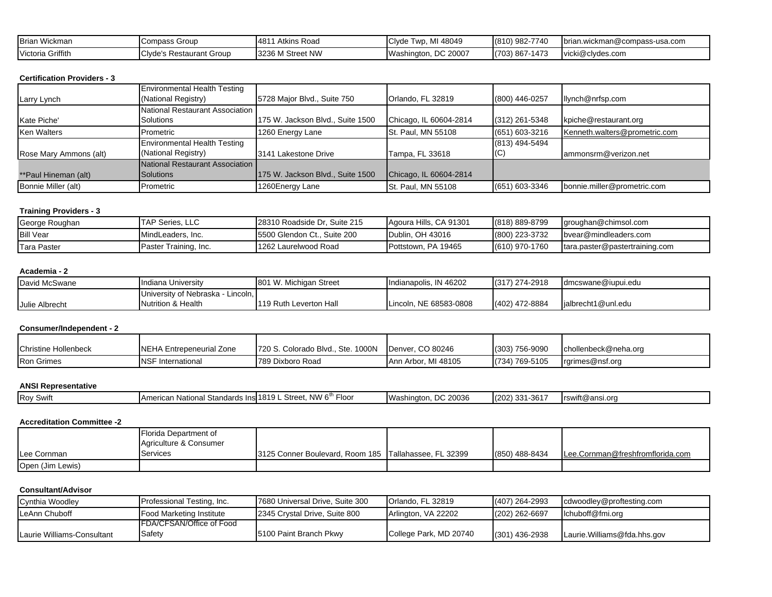| | | | | | |
|---|---|---|---|---|---|
| Brian Wickman | Compass Group | 4811 Atkins Road | Clyde Twp, MI 48049 | (810) 982-7740 | brian.wickman@compass-usa.com |
| Victoria Griffith | Clyde's Restaurant Group | 3236 M Street NW | Washington, DC 20007 | (703) 867-1473 | vicki@clydes.com |

**Certification Providers - 3**

| | | | | | |
|---|---|---|---|---|---|
| Larry Lynch | Environmental Health Testing (National Registry) | 5728 Major Blvd., Suite 750 | Orlando, FL 32819 | (800) 446-0257 | llynch@nrfsp.com |
| Kate Piche' | National Restaurant Association Solutions | 175 W. Jackson Blvd., Suite 1500 | Chicago, IL 60604-2814 | (312) 261-5348 | kpiche@restaurant.org |
| Ken Walters | Prometric | 1260 Energy Lane | St. Paul, MN 55108 | (651) 603-3216 | Kenneth.walters@prometric.com |
| Rose Mary Ammons (alt) | Environmental Health Testing (National Registry) | 3141 Lakestone Drive | Tampa, FL 33618 | (813) 494-5494 (C) | ammonsrm@verizon.net |
| **Paul Hineman (alt) | National Restaurant Association Solutions | 175 W. Jackson Blvd., Suite 1500 | Chicago, IL 60604-2814 | | |
| Bonnie Miller (alt) | Prometric | 1260Energy Lane | St. Paul, MN 55108 | (651) 603-3346 | bonnie.miller@prometric.com |

**Training Providers - 3**

| | | | | | |
|---|---|---|---|---|---|
| George Roughan | TAP Series, LLC | 28310 Roadside Dr, Suite 215 | Agoura Hills, CA 91301 | (818) 889-8799 | groughan@chimsol.com |
| Bill Vear | MindLeaders, Inc. | 5500 Glendon Ct., Suite 200 | Dublin, OH 43016 | (800) 223-3732 | bvear@mindleaders.com |
| Tara Paster | Paster Training, Inc. | 1262 Laurelwood Road | Pottstown, PA 19465 | (610) 970-1760 | tara.paster@pastertraining.com |

**Academia - 2**

| | | | | | |
|---|---|---|---|---|---|
| David McSwane | Indiana University | 801 W. Michigan Street | Indianapolis, IN 46202 | (317) 274-2918 | dmcswane@iupui.edu |
| Julie Albrecht | University of Nebraska - Lincoln, Nutrition & Health | 119 Ruth Leverton Hall | Lincoln, NE 68583-0808 | (402) 472-8884 | jalbrecht1@unl.edu |

**Consumer/Independent - 2**

| | | | | | |
|---|---|---|---|---|---|
| Christine Hollenbeck | NEHA Entrepeneurial Zone | 720 S. Colorado Blvd., Ste. 1000N | Denver, CO 80246 | (303) 756-9090 | chollenbeck@neha.org |
| Ron Grimes | NSF International | 789 Dixboro Road | Ann Arbor, MI 48105 | (734) 769-5105 | rgrimes@nsf.org |

**ANSI Representative**

| | | | | | |
|---|---|---|---|---|---|
| Roy Swift | American National Standards Ins | 1819 L Street, NW 6th Floor | Washington, DC 20036 | (202) 331-3617 | rswift@ansi.org |

**Accreditation Committee -2**

| | | | | | |
|---|---|---|---|---|---|
| Lee Cornman | Florida Department of Agriculture & Consumer Services | 3125 Conner Boulevard, Room 185 | Tallahassee, FL 32399 | (850) 488-8434 | Lee.Cornman@freshfromflorida.com |
| Open (Jim Lewis) | | | | | |

**Consultant/Advisor**

| | | | | | |
|---|---|---|---|---|---|
| Cynthia Woodley | Professional Testing, Inc. | 7680 Universal Drive, Suite 300 | Orlando, FL 32819 | (407) 264-2993 | cdwoodley@proftesting.com |
| LeAnn Chuboff | Food Marketing Institute | 2345 Crystal Drive, Suite 800 | Arlington, VA 22202 | (202) 262-6697 | lchuboff@fmi.org |
| Laurie Williams-Consultant | FDA/CFSAN/Office of Food Safety | 5100 Paint Branch Pkwy | College Park, MD 20740 | (301) 436-2938 | Laurie.Williams@fda.hhs.gov |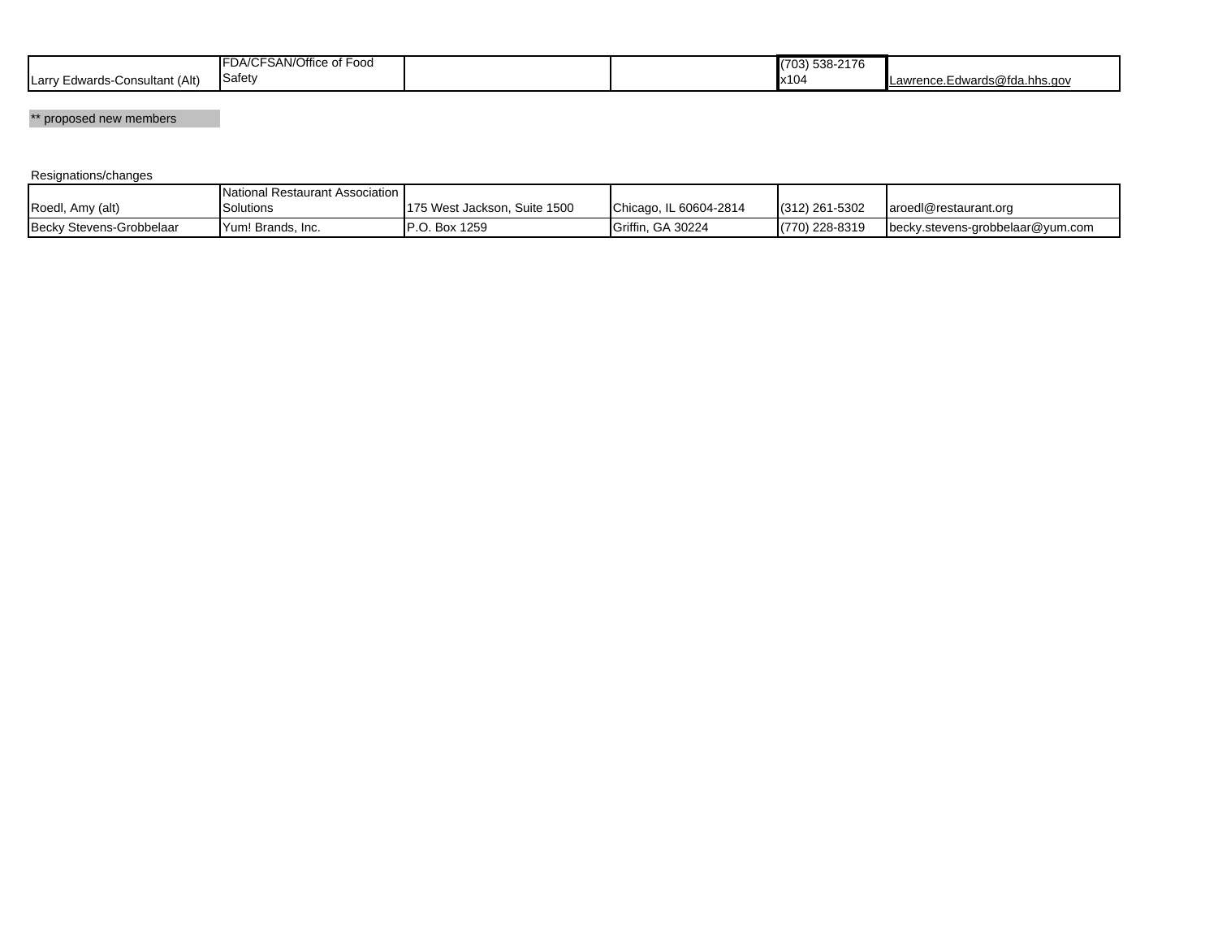| | | | | | |
|---|---|---|---|---|---|
| Larry Edwards-Consultant (Alt) | FDA/CFSAN/Office of Food Safety | | | (703) 538-2176 x104 | Lawrence.Edwards@fda.hhs.gov |

** proposed new members

Resignations/changes

| | | | | | |
|---|---|---|---|---|---|
| Roedl, Amy (alt) | National Restaurant Association Solutions | 175 West Jackson, Suite 1500 | Chicago, IL 60604-2814 | (312) 261-5302 | aroedl@restaurant.org |
| Becky Stevens-Grobbelaar | Yum! Brands, Inc. | P.O. Box 1259 | Griffin, GA 30224 | (770) 228-8319 | becky.stevens-grobbelaar@yum.com |